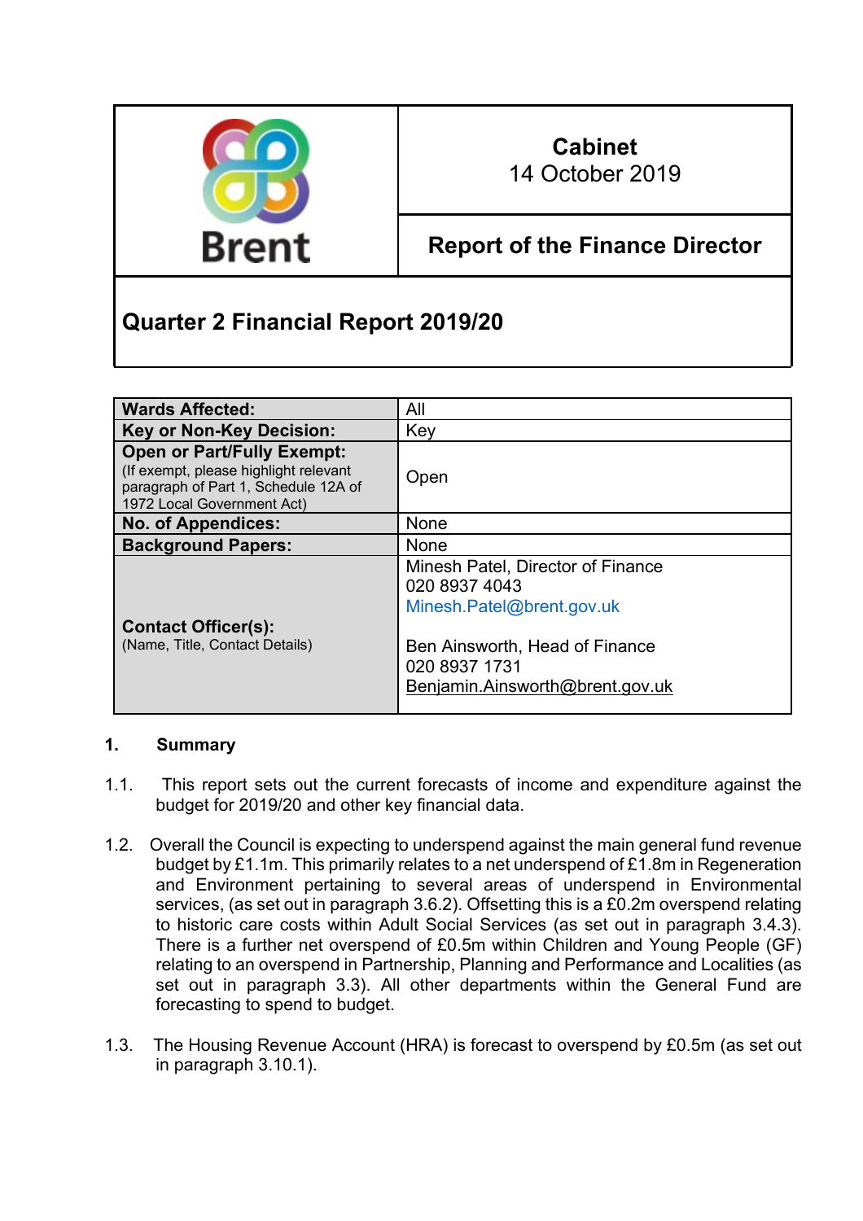| Brent | **Cabinet**<br>14 October 2019 |
|---|---|
| | **Report of the Finance Director** |

## Quarter 2 Financial Report 2019/20

| | |
|---|---|
| **Wards Affected:** | All |
| **Key or Non-Key Decision:** | Key |
| **Open or Part/Fully Exempt:**<br>(If exempt, please highlight relevant paragraph of Part 1, Schedule 12A of 1972 Local Government Act) | Open |
| **No. of Appendices:** | None |
| **Background Papers:** | None |
| **Contact Officer(s):**<br>(Name, Title, Contact Details) | Minesh Patel, Director of Finance<br>020 8937 4043<br>Minesh.Patel@brent.gov.uk<br><br>Ben Ainsworth, Head of Finance<br>020 8937 1731<br>Benjamin.Ainsworth@brent.gov.uk |

### 1. Summary

1.1. This report sets out the current forecasts of income and expenditure against the budget for 2019/20 and other key financial data.

1.2. Overall the Council is expecting to underspend against the main general fund revenue budget by £1.1m. This primarily relates to a net underspend of £1.8m in Regeneration and Environment pertaining to several areas of underspend in Environmental services, (as set out in paragraph 3.6.2). Offsetting this is a £0.2m overspend relating to historic care costs within Adult Social Services (as set out in paragraph 3.4.3). There is a further net overspend of £0.5m within Children and Young People (GF) relating to an overspend in Partnership, Planning and Performance and Localities (as set out in paragraph 3.3). All other departments within the General Fund are forecasting to spend to budget.

1.3. The Housing Revenue Account (HRA) is forecast to overspend by £0.5m (as set out in paragraph 3.10.1).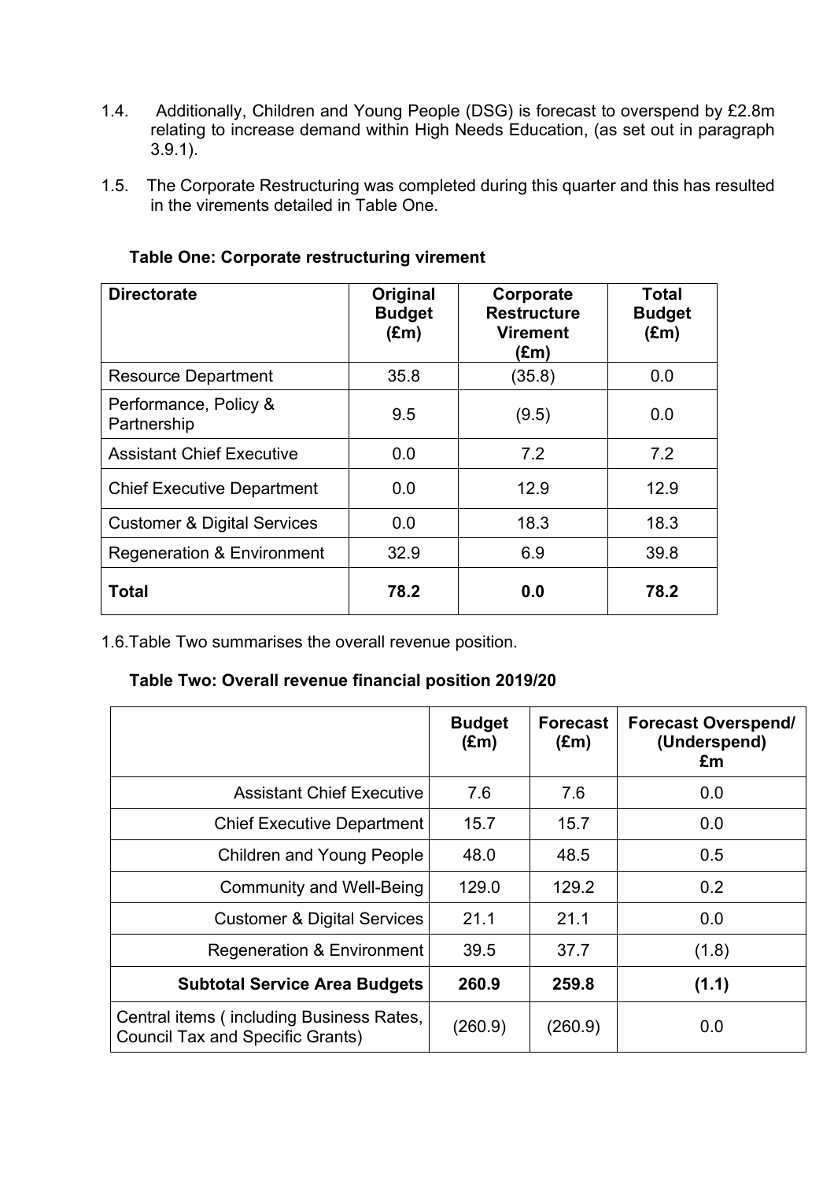1.4. Additionally, Children and Young People (DSG) is forecast to overspend by £2.8m relating to increase demand within High Needs Education, (as set out in paragraph 3.9.1).

1.5. The Corporate Restructuring was completed during this quarter and this has resulted in the virements detailed in Table One.

**Table One: Corporate restructuring virement**

| Directorate | Original Budget (£m) | Corporate Restructure Virement (£m) | Total Budget (£m) |
|---|---|---|---|
| Resource Department | 35.8 | (35.8) | 0.0 |
| Performance, Policy & Partnership | 9.5 | (9.5) | 0.0 |
| Assistant Chief Executive | 0.0 | 7.2 | 7.2 |
| Chief Executive Department | 0.0 | 12.9 | 12.9 |
| Customer & Digital Services | 0.0 | 18.3 | 18.3 |
| Regeneration & Environment | 32.9 | 6.9 | 39.8 |
| **Total** | **78.2** | **0.0** | **78.2** |

1.6. Table Two summarises the overall revenue position.

**Table Two: Overall revenue financial position 2019/20**

| | Budget (£m) | Forecast (£m) | Forecast Overspend/ (Underspend) £m |
|---|---|---|---|
| Assistant Chief Executive | 7.6 | 7.6 | 0.0 |
| Chief Executive Department | 15.7 | 15.7 | 0.0 |
| Children and Young People | 48.0 | 48.5 | 0.5 |
| Community and Well-Being | 129.0 | 129.2 | 0.2 |
| Customer & Digital Services | 21.1 | 21.1 | 0.0 |
| Regeneration & Environment | 39.5 | 37.7 | (1.8) |
| **Subtotal Service Area Budgets** | **260.9** | **259.8** | **(1.1)** |
| Central items ( including Business Rates, Council Tax and Specific Grants) | (260.9) | (260.9) | 0.0 |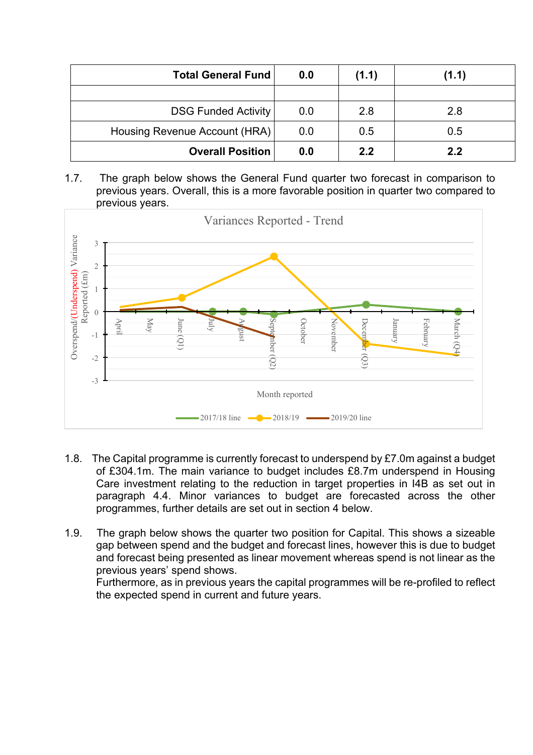| Total General Fund | 0.0 | (1.1) | (1.1) |
|---|---|---|---|
| | | | |
| DSG Funded Activity | 0.0 | 2.8 | 2.8 |
| Housing Revenue Account (HRA) | 0.0 | 0.5 | 0.5 |
| **Overall Position** | **0.0** | **2.2** | **2.2** |

1.7. The graph below shows the General Fund quarter two forecast in comparison to previous years. Overall, this is a more favorable position in quarter two compared to previous years.

Variances Reported - Trend

1.8. The Capital programme is currently forecast to underspend by £7.0m against a budget of £304.1m. The main variance to budget includes £8.7m underspend in Housing Care investment relating to the reduction in target properties in I4B as set out in paragraph 4.4. Minor variances to budget are forecasted across the other programmes, further details are set out in section 4 below.

1.9. The graph below shows the quarter two position for Capital. This shows a sizeable gap between spend and the budget and forecast lines, however this is due to budget and forecast being presented as linear movement whereas spend is not linear as the previous years' spend shows.
Furthermore, as in previous years the capital programmes will be re-profiled to reflect the expected spend in current and future years.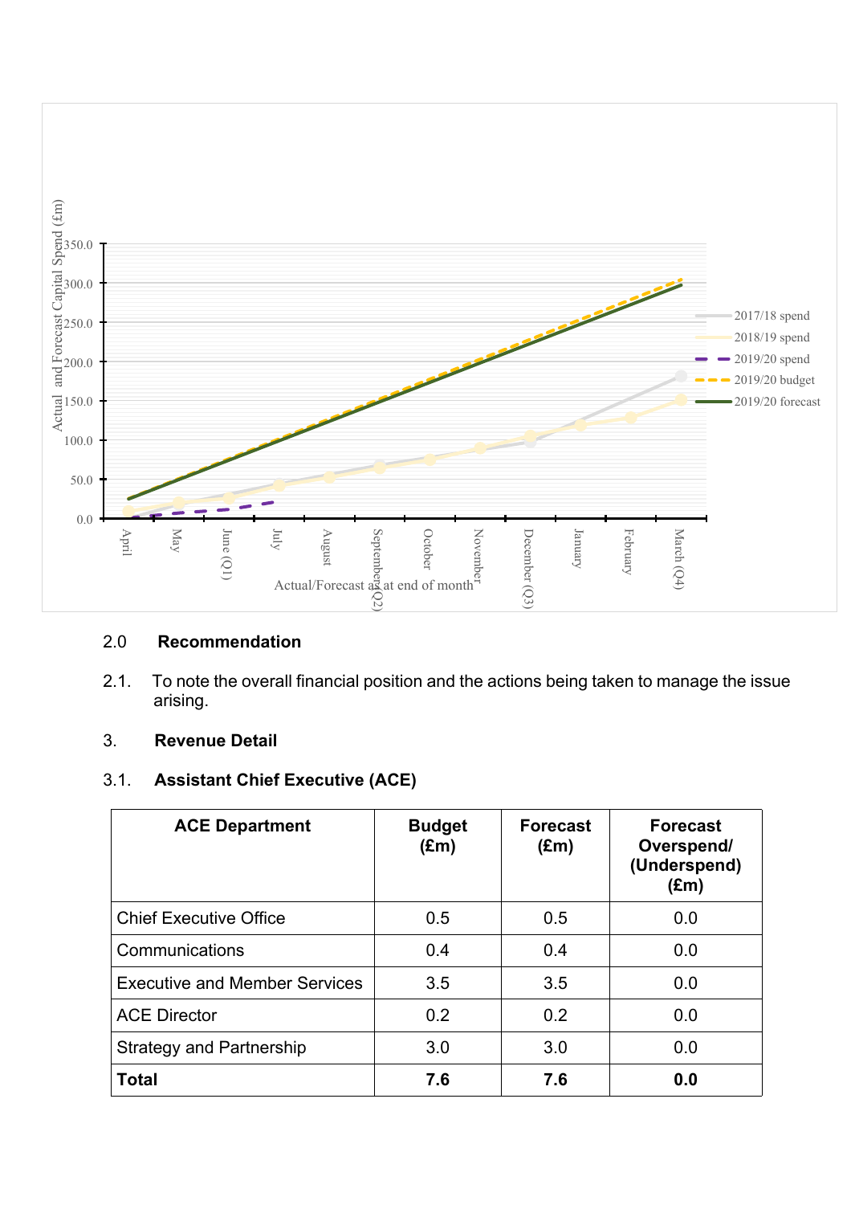## 2.0 Recommendation

2.1. To note the overall financial position and the actions being taken to manage the issue arising.

## 3. Revenue Detail

### 3.1. Assistant Chief Executive (ACE)

| ACE Department | Budget (£m) | Forecast (£m) | Forecast Overspend/ (Underspend) (£m) |
|---|---|---|---|
| Chief Executive Office | 0.5 | 0.5 | 0.0 |
| Communications | 0.4 | 0.4 | 0.0 |
| Executive and Member Services | 3.5 | 3.5 | 0.0 |
| ACE Director | 0.2 | 0.2 | 0.0 |
| Strategy and Partnership | 3.0 | 3.0 | 0.0 |
| **Total** | **7.6** | **7.6** | **0.0** |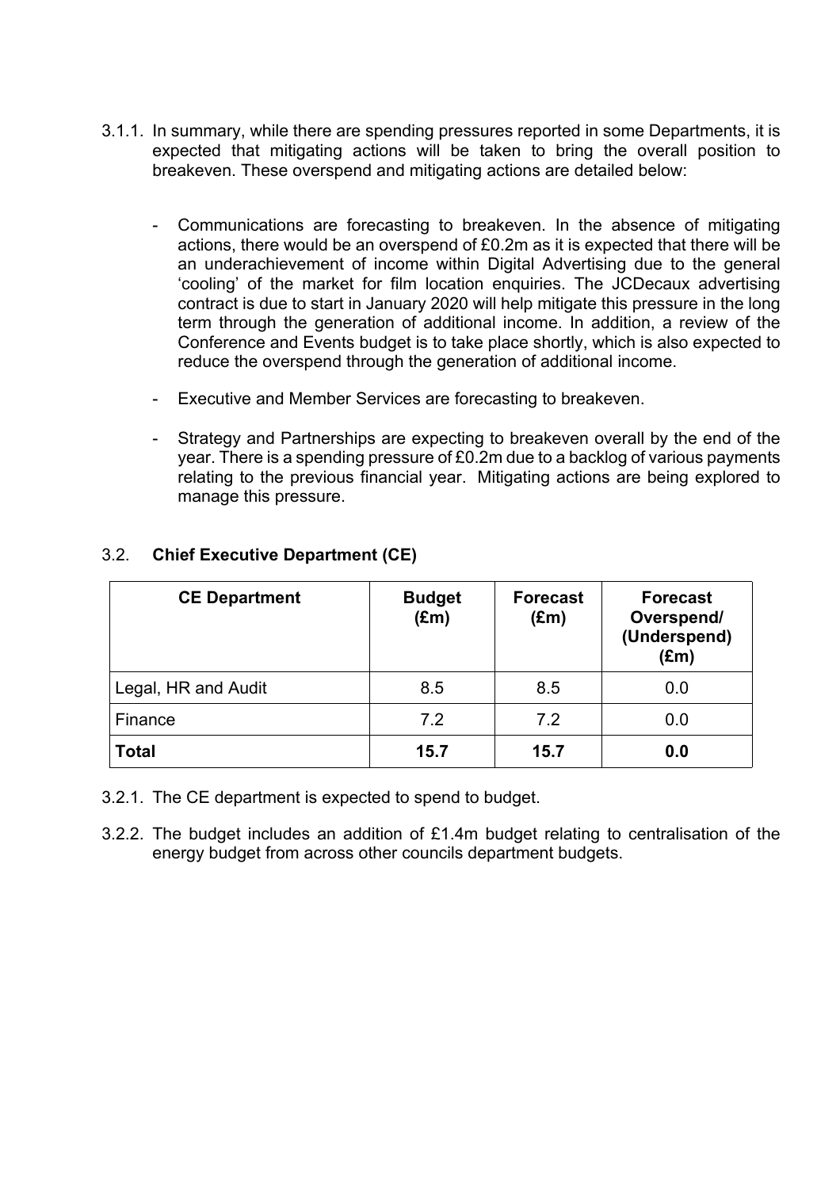3.1.1. In summary, while there are spending pressures reported in some Departments, it is expected that mitigating actions will be taken to bring the overall position to breakeven. These overspend and mitigating actions are detailed below:

- Communications are forecasting to breakeven. In the absence of mitigating actions, there would be an overspend of £0.2m as it is expected that there will be an underachievement of income within Digital Advertising due to the general 'cooling' of the market for film location enquiries. The JCDecaux advertising contract is due to start in January 2020 will help mitigate this pressure in the long term through the generation of additional income. In addition, a review of the Conference and Events budget is to take place shortly, which is also expected to reduce the overspend through the generation of additional income.

- Executive and Member Services are forecasting to breakeven.

- Strategy and Partnerships are expecting to breakeven overall by the end of the year. There is a spending pressure of £0.2m due to a backlog of various payments relating to the previous financial year. Mitigating actions are being explored to manage this pressure.

### 3.2. **Chief Executive Department (CE)**

| CE Department | Budget (£m) | Forecast (£m) | Forecast Overspend/ (Underspend) (£m) |
|---|---|---|---|
| Legal, HR and Audit | 8.5 | 8.5 | 0.0 |
| Finance | 7.2 | 7.2 | 0.0 |
| **Total** | **15.7** | **15.7** | **0.0** |

3.2.1. The CE department is expected to spend to budget.

3.2.2. The budget includes an addition of £1.4m budget relating to centralisation of the energy budget from across other councils department budgets.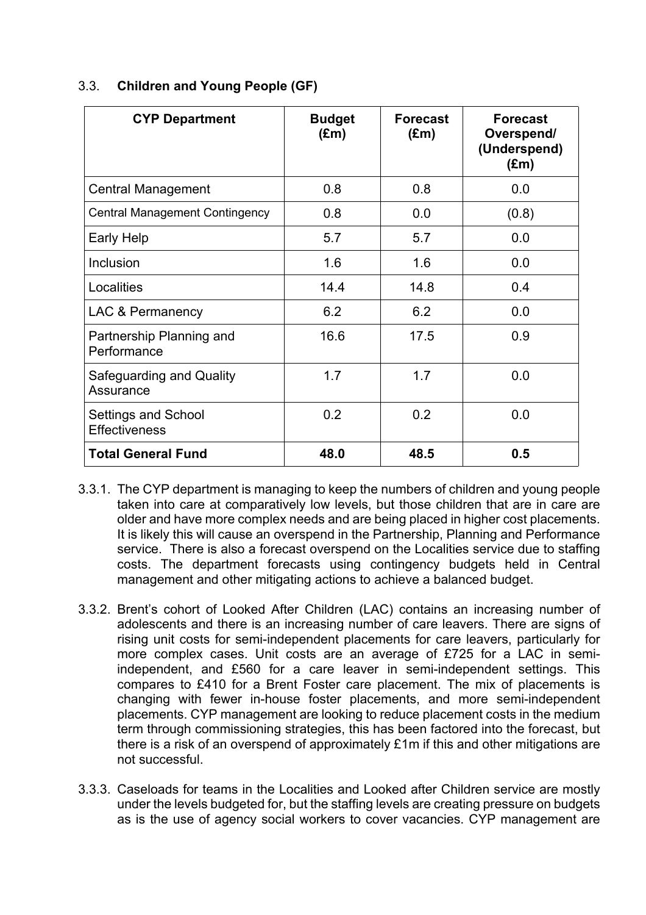### 3.3. Children and Young People (GF)

| CYP Department | Budget (£m) | Forecast (£m) | Forecast Overspend/ (Underspend) (£m) |
|---|---|---|---|
| Central Management | 0.8 | 0.8 | 0.0 |
| Central Management Contingency | 0.8 | 0.0 | (0.8) |
| Early Help | 5.7 | 5.7 | 0.0 |
| Inclusion | 1.6 | 1.6 | 0.0 |
| Localities | 14.4 | 14.8 | 0.4 |
| LAC & Permanency | 6.2 | 6.2 | 0.0 |
| Partnership Planning and Performance | 16.6 | 17.5 | 0.9 |
| Safeguarding and Quality Assurance | 1.7 | 1.7 | 0.0 |
| Settings and School Effectiveness | 0.2 | 0.2 | 0.0 |
| **Total General Fund** | **48.0** | **48.5** | **0.5** |

3.3.1. The CYP department is managing to keep the numbers of children and young people taken into care at comparatively low levels, but those children that are in care are older and have more complex needs and are being placed in higher cost placements. It is likely this will cause an overspend in the Partnership, Planning and Performance service. There is also a forecast overspend on the Localities service due to staffing costs. The department forecasts using contingency budgets held in Central management and other mitigating actions to achieve a balanced budget.

3.3.2. Brent's cohort of Looked After Children (LAC) contains an increasing number of adolescents and there is an increasing number of care leavers. There are signs of rising unit costs for semi-independent placements for care leavers, particularly for more complex cases. Unit costs are an average of £725 for a LAC in semi-independent, and £560 for a care leaver in semi-independent settings. This compares to £410 for a Brent Foster care placement. The mix of placements is changing with fewer in-house foster placements, and more semi-independent placements. CYP management are looking to reduce placement costs in the medium term through commissioning strategies, this has been factored into the forecast, but there is a risk of an overspend of approximately £1m if this and other mitigations are not successful.

3.3.3. Caseloads for teams in the Localities and Looked after Children service are mostly under the levels budgeted for, but the staffing levels are creating pressure on budgets as is the use of agency social workers to cover vacancies. CYP management are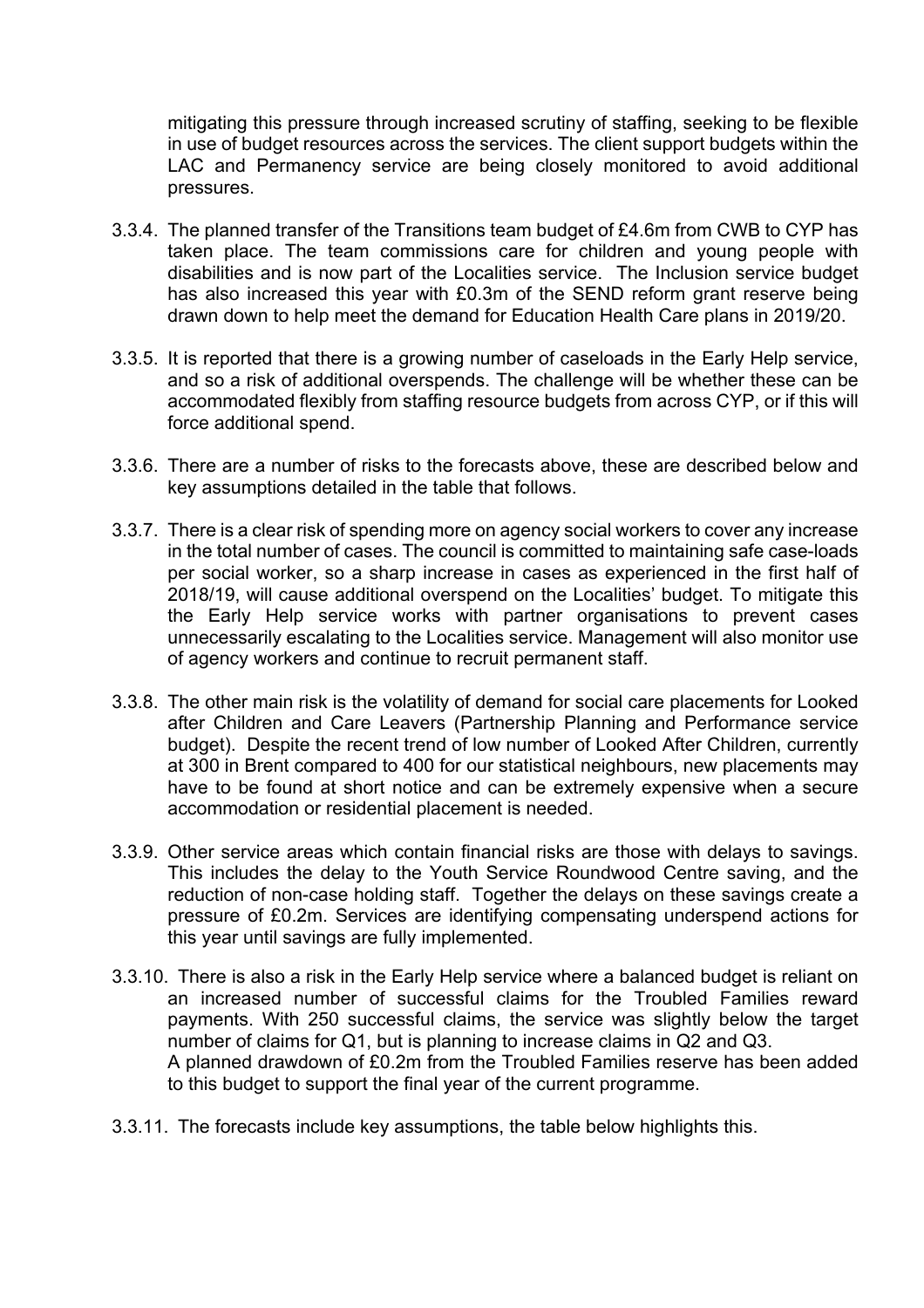mitigating this pressure through increased scrutiny of staffing, seeking to be flexible in use of budget resources across the services. The client support budgets within the LAC and Permanency service are being closely monitored to avoid additional pressures.

3.3.4. The planned transfer of the Transitions team budget of £4.6m from CWB to CYP has taken place. The team commissions care for children and young people with disabilities and is now part of the Localities service. The Inclusion service budget has also increased this year with £0.3m of the SEND reform grant reserve being drawn down to help meet the demand for Education Health Care plans in 2019/20.

3.3.5. It is reported that there is a growing number of caseloads in the Early Help service, and so a risk of additional overspends. The challenge will be whether these can be accommodated flexibly from staffing resource budgets from across CYP, or if this will force additional spend.

3.3.6. There are a number of risks to the forecasts above, these are described below and key assumptions detailed in the table that follows.

3.3.7. There is a clear risk of spending more on agency social workers to cover any increase in the total number of cases. The council is committed to maintaining safe case-loads per social worker, so a sharp increase in cases as experienced in the first half of 2018/19, will cause additional overspend on the Localities' budget. To mitigate this the Early Help service works with partner organisations to prevent cases unnecessarily escalating to the Localities service. Management will also monitor use of agency workers and continue to recruit permanent staff.

3.3.8. The other main risk is the volatility of demand for social care placements for Looked after Children and Care Leavers (Partnership Planning and Performance service budget). Despite the recent trend of low number of Looked After Children, currently at 300 in Brent compared to 400 for our statistical neighbours, new placements may have to be found at short notice and can be extremely expensive when a secure accommodation or residential placement is needed.

3.3.9. Other service areas which contain financial risks are those with delays to savings. This includes the delay to the Youth Service Roundwood Centre saving, and the reduction of non-case holding staff. Together the delays on these savings create a pressure of £0.2m. Services are identifying compensating underspend actions for this year until savings are fully implemented.

3.3.10. There is also a risk in the Early Help service where a balanced budget is reliant on an increased number of successful claims for the Troubled Families reward payments. With 250 successful claims, the service was slightly below the target number of claims for Q1, but is planning to increase claims in Q2 and Q3.
A planned drawdown of £0.2m from the Troubled Families reserve has been added to this budget to support the final year of the current programme.

3.3.11. The forecasts include key assumptions, the table below highlights this.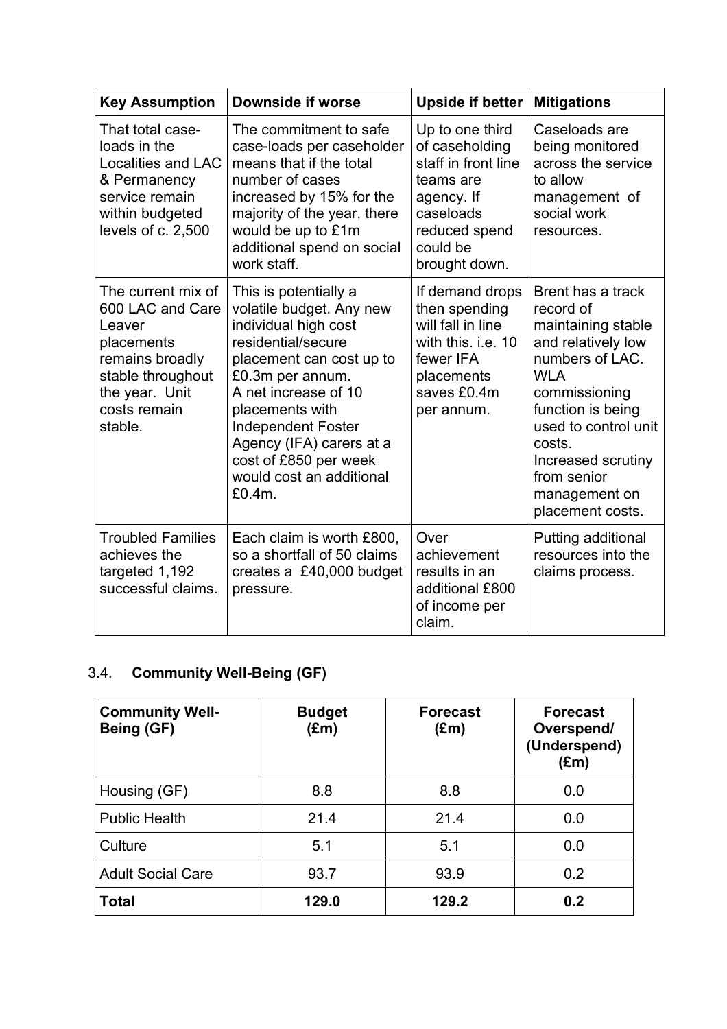| Key Assumption | Downside if worse | Upside if better | Mitigations |
|---|---|---|---|
| That total case-loads in the Localities and LAC & Permanency service remain within budgeted levels of c. 2,500 | The commitment to safe case-loads per caseholder means that if the total number of cases increased by 15% for the majority of the year, there would be up to £1m additional spend on social work staff. | Up to one third of caseholding staff in front line teams are agency. If caseloads reduced spend could be brought down. | Caseloads are being monitored across the service to allow management of social work resources. |
| The current mix of 600 LAC and Care Leaver placements remains broadly stable throughout the year. Unit costs remain stable. | This is potentially a volatile budget. Any new individual high cost residential/secure placement can cost up to £0.3m per annum.<br>A net increase of 10 placements with Independent Foster Agency (IFA) carers at a cost of £850 per week would cost an additional £0.4m. | If demand drops then spending will fall in line with this. i.e. 10 fewer IFA placements saves £0.4m per annum. | Brent has a track record of maintaining stable and relatively low numbers of LAC. WLA commissioning function is being used to control unit costs.<br>Increased scrutiny from senior management on placement costs. |
| Troubled Families achieves the targeted 1,192 successful claims. | Each claim is worth £800, so a shortfall of 50 claims creates a £40,000 budget pressure. | Over achievement results in an additional £800 of income per claim. | Putting additional resources into the claims process. |

### 3.4. Community Well-Being (GF)

| Community Well-Being (GF) | Budget (£m) | Forecast (£m) | Forecast Overspend/ (Underspend) (£m) |
|---|---|---|---|
| Housing (GF) | 8.8 | 8.8 | 0.0 |
| Public Health | 21.4 | 21.4 | 0.0 |
| Culture | 5.1 | 5.1 | 0.0 |
| Adult Social Care | 93.7 | 93.9 | 0.2 |
| **Total** | **129.0** | **129.2** | **0.2** |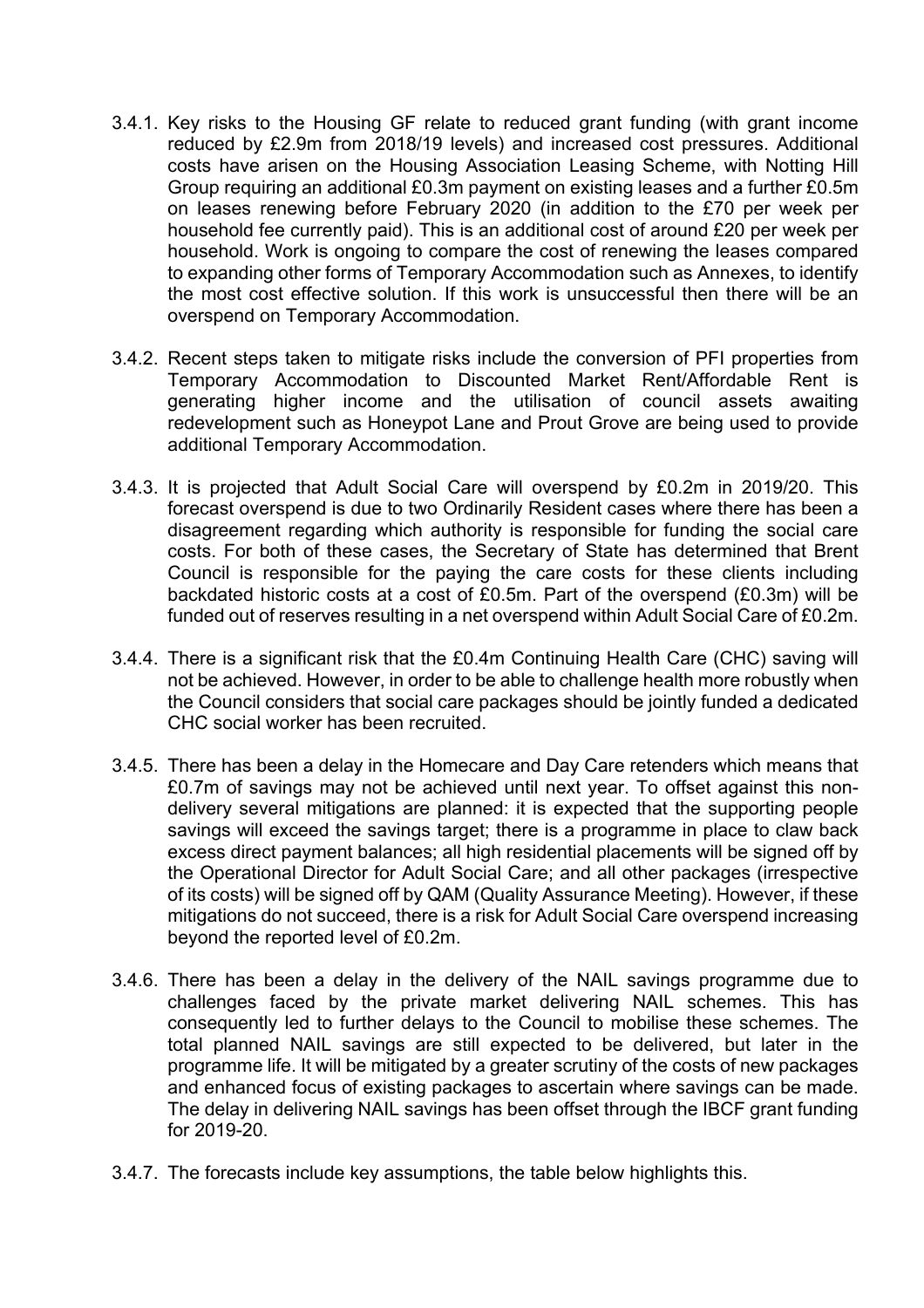3.4.1. Key risks to the Housing GF relate to reduced grant funding (with grant income reduced by £2.9m from 2018/19 levels) and increased cost pressures. Additional costs have arisen on the Housing Association Leasing Scheme, with Notting Hill Group requiring an additional £0.3m payment on existing leases and a further £0.5m on leases renewing before February 2020 (in addition to the £70 per week per household fee currently paid). This is an additional cost of around £20 per week per household. Work is ongoing to compare the cost of renewing the leases compared to expanding other forms of Temporary Accommodation such as Annexes, to identify the most cost effective solution. If this work is unsuccessful then there will be an overspend on Temporary Accommodation.

3.4.2. Recent steps taken to mitigate risks include the conversion of PFI properties from Temporary Accommodation to Discounted Market Rent/Affordable Rent is generating higher income and the utilisation of council assets awaiting redevelopment such as Honeypot Lane and Prout Grove are being used to provide additional Temporary Accommodation.

3.4.3. It is projected that Adult Social Care will overspend by £0.2m in 2019/20. This forecast overspend is due to two Ordinarily Resident cases where there has been a disagreement regarding which authority is responsible for funding the social care costs. For both of these cases, the Secretary of State has determined that Brent Council is responsible for the paying the care costs for these clients including backdated historic costs at a cost of £0.5m. Part of the overspend (£0.3m) will be funded out of reserves resulting in a net overspend within Adult Social Care of £0.2m.

3.4.4. There is a significant risk that the £0.4m Continuing Health Care (CHC) saving will not be achieved. However, in order to be able to challenge health more robustly when the Council considers that social care packages should be jointly funded a dedicated CHC social worker has been recruited.

3.4.5. There has been a delay in the Homecare and Day Care retenders which means that £0.7m of savings may not be achieved until next year. To offset against this non-delivery several mitigations are planned: it is expected that the supporting people savings will exceed the savings target; there is a programme in place to claw back excess direct payment balances; all high residential placements will be signed off by the Operational Director for Adult Social Care; and all other packages (irrespective of its costs) will be signed off by QAM (Quality Assurance Meeting). However, if these mitigations do not succeed, there is a risk for Adult Social Care overspend increasing beyond the reported level of £0.2m.

3.4.6. There has been a delay in the delivery of the NAIL savings programme due to challenges faced by the private market delivering NAIL schemes. This has consequently led to further delays to the Council to mobilise these schemes. The total planned NAIL savings are still expected to be delivered, but later in the programme life. It will be mitigated by a greater scrutiny of the costs of new packages and enhanced focus of existing packages to ascertain where savings can be made. The delay in delivering NAIL savings has been offset through the IBCF grant funding for 2019-20.

3.4.7. The forecasts include key assumptions, the table below highlights this.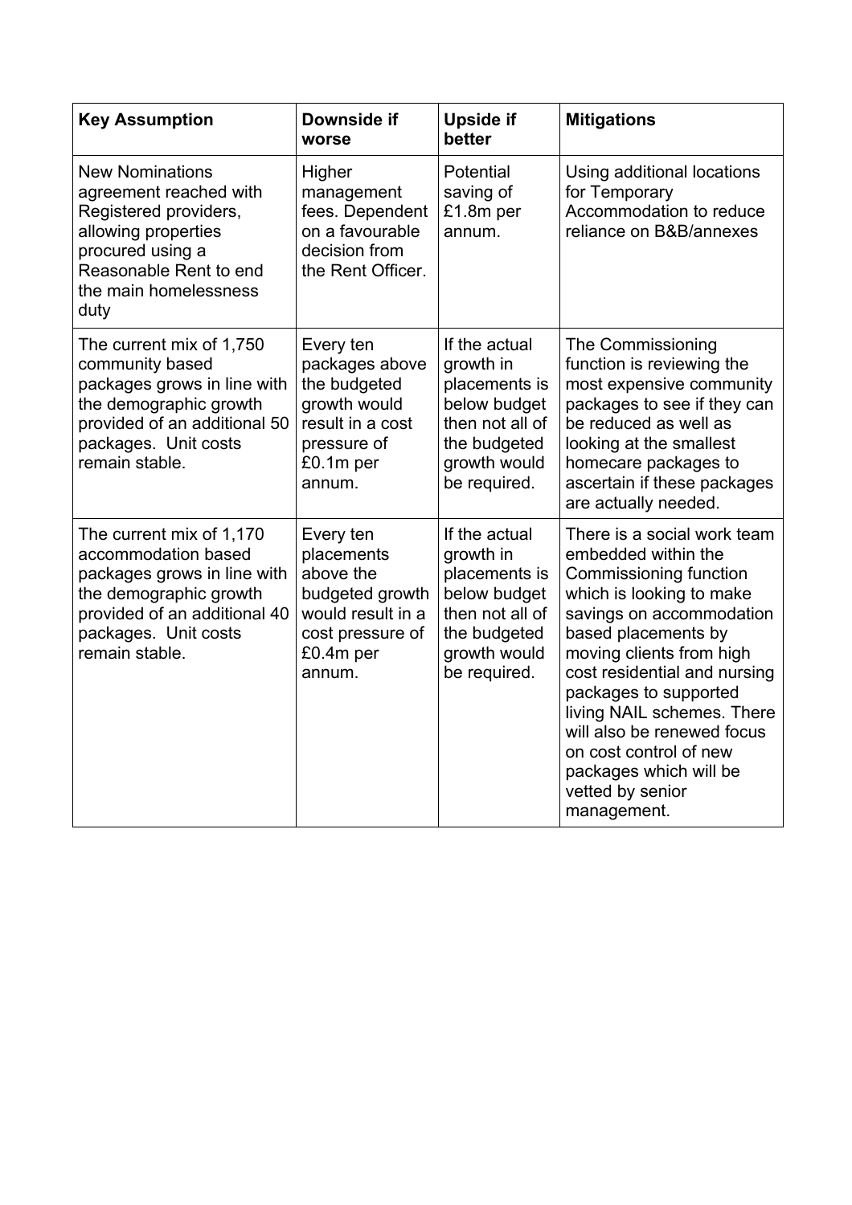| Key Assumption | Downside if worse | Upside if better | Mitigations |
| --- | --- | --- | --- |
| New Nominations agreement reached with Registered providers, allowing properties procured using a Reasonable Rent to end the main homelessness duty | Higher management fees. Dependent on a favourable decision from the Rent Officer. | Potential saving of £1.8m per annum. | Using additional locations for Temporary Accommodation to reduce reliance on B&B/annexes |
| The current mix of 1,750 community based packages grows in line with the demographic growth provided of an additional 50 packages. Unit costs remain stable. | Every ten packages above the budgeted growth would result in a cost pressure of £0.1m per annum. | If the actual growth in placements is below budget then not all of the budgeted growth would be required. | The Commissioning function is reviewing the most expensive community packages to see if they can be reduced as well as looking at the smallest homecare packages to ascertain if these packages are actually needed. |
| The current mix of 1,170 accommodation based packages grows in line with the demographic growth provided of an additional 40 packages. Unit costs remain stable. | Every ten placements above the budgeted growth would result in a cost pressure of £0.4m per annum. | If the actual growth in placements is below budget then not all of the budgeted growth would be required. | There is a social work team embedded within the Commissioning function which is looking to make savings on accommodation based placements by moving clients from high cost residential and nursing packages to supported living NAIL schemes. There will also be renewed focus on cost control of new packages which will be vetted by senior management. |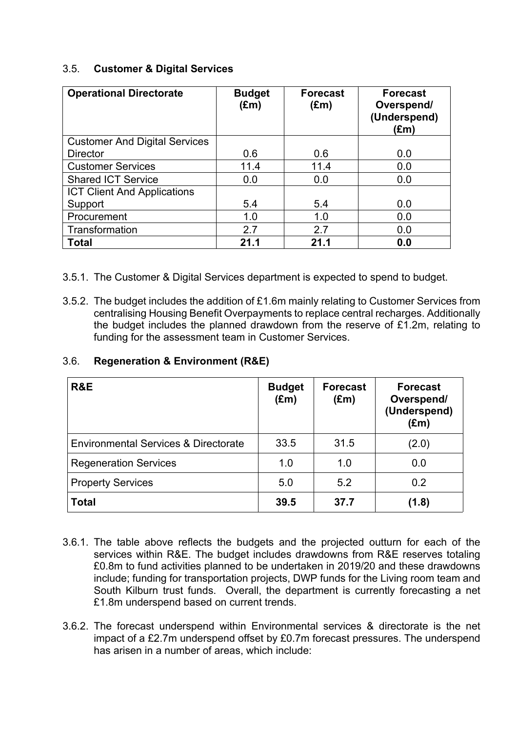### 3.5. **Customer & Digital Services**

| Operational Directorate | Budget (£m) | Forecast (£m) | Forecast Overspend/ (Underspend) (£m) |
|---|---|---|---|
| Customer And Digital Services Director | 0.6 | 0.6 | 0.0 |
| Customer Services | 11.4 | 11.4 | 0.0 |
| Shared ICT Service | 0.0 | 0.0 | 0.0 |
| ICT Client And Applications Support | 5.4 | 5.4 | 0.0 |
| Procurement | 1.0 | 1.0 | 0.0 |
| Transformation | 2.7 | 2.7 | 0.0 |
| **Total** | **21.1** | **21.1** | **0.0** |

3.5.1. The Customer & Digital Services department is expected to spend to budget.

3.5.2. The budget includes the addition of £1.6m mainly relating to Customer Services from centralising Housing Benefit Overpayments to replace central recharges. Additionally the budget includes the planned drawdown from the reserve of £1.2m, relating to funding for the assessment team in Customer Services.

### 3.6. **Regeneration & Environment (R&E)**

| R&E | Budget (£m) | Forecast (£m) | Forecast Overspend/ (Underspend) (£m) |
|---|---|---|---|
| Environmental Services & Directorate | 33.5 | 31.5 | (2.0) |
| Regeneration Services | 1.0 | 1.0 | 0.0 |
| Property Services | 5.0 | 5.2 | 0.2 |
| **Total** | **39.5** | **37.7** | **(1.8)** |

3.6.1. The table above reflects the budgets and the projected outturn for each of the services within R&E. The budget includes drawdowns from R&E reserves totaling £0.8m to fund activities planned to be undertaken in 2019/20 and these drawdowns include; funding for transportation projects, DWP funds for the Living room team and South Kilburn trust funds. Overall, the department is currently forecasting a net £1.8m underspend based on current trends.

3.6.2. The forecast underspend within Environmental services & directorate is the net impact of a £2.7m underspend offset by £0.7m forecast pressures. The underspend has arisen in a number of areas, which include: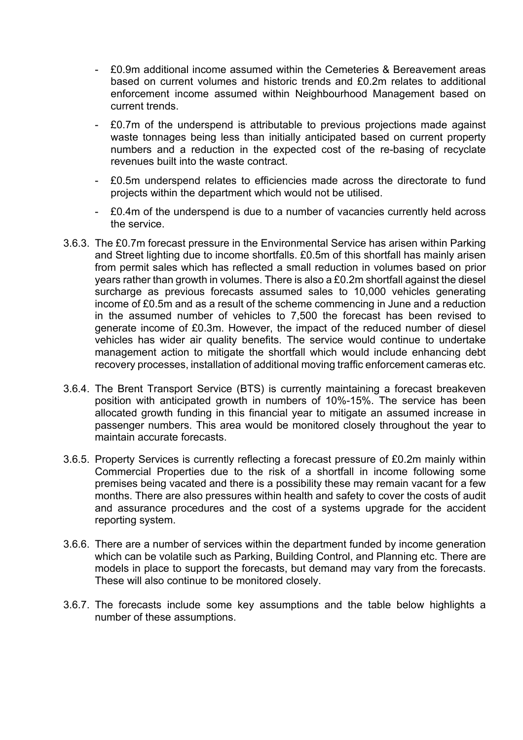- £0.9m additional income assumed within the Cemeteries & Bereavement areas based on current volumes and historic trends and £0.2m relates to additional enforcement income assumed within Neighbourhood Management based on current trends.
- £0.7m of the underspend is attributable to previous projections made against waste tonnages being less than initially anticipated based on current property numbers and a reduction in the expected cost of the re-basing of recyclate revenues built into the waste contract.
- £0.5m underspend relates to efficiencies made across the directorate to fund projects within the department which would not be utilised.
- £0.4m of the underspend is due to a number of vacancies currently held across the service.

3.6.3. The £0.7m forecast pressure in the Environmental Service has arisen within Parking and Street lighting due to income shortfalls. £0.5m of this shortfall has mainly arisen from permit sales which has reflected a small reduction in volumes based on prior years rather than growth in volumes. There is also a £0.2m shortfall against the diesel surcharge as previous forecasts assumed sales to 10,000 vehicles generating income of £0.5m and as a result of the scheme commencing in June and a reduction in the assumed number of vehicles to 7,500 the forecast has been revised to generate income of £0.3m. However, the impact of the reduced number of diesel vehicles has wider air quality benefits. The service would continue to undertake management action to mitigate the shortfall which would include enhancing debt recovery processes, installation of additional moving traffic enforcement cameras etc.

3.6.4. The Brent Transport Service (BTS) is currently maintaining a forecast breakeven position with anticipated growth in numbers of 10%-15%. The service has been allocated growth funding in this financial year to mitigate an assumed increase in passenger numbers. This area would be monitored closely throughout the year to maintain accurate forecasts.

3.6.5. Property Services is currently reflecting a forecast pressure of £0.2m mainly within Commercial Properties due to the risk of a shortfall in income following some premises being vacated and there is a possibility these may remain vacant for a few months. There are also pressures within health and safety to cover the costs of audit and assurance procedures and the cost of a systems upgrade for the accident reporting system.

3.6.6. There are a number of services within the department funded by income generation which can be volatile such as Parking, Building Control, and Planning etc. There are models in place to support the forecasts, but demand may vary from the forecasts. These will also continue to be monitored closely.

3.6.7. The forecasts include some key assumptions and the table below highlights a number of these assumptions.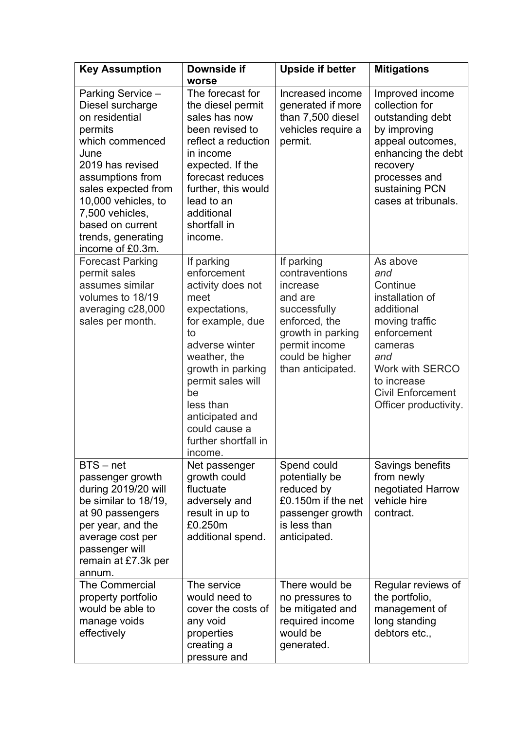| Key Assumption | Downside if worse | Upside if better | Mitigations |
| --- | --- | --- | --- |
| Parking Service – Diesel surcharge on residential permits which commenced June 2019 has revised assumptions from sales expected from 10,000 vehicles, to 7,500 vehicles, based on current trends, generating income of £0.3m. | The forecast for the diesel permit sales has now been revised to reflect a reduction in income expected. If the forecast reduces further, this would lead to an additional shortfall in income. | Increased income generated if more than 7,500 diesel vehicles require a permit. | Improved income collection for outstanding debt by improving appeal outcomes, enhancing the debt recovery processes and sustaining PCN cases at tribunals. |
| Forecast Parking permit sales assumes similar volumes to 18/19 averaging c28,000 sales per month. | If parking enforcement activity does not meet expectations, for example, due to adverse winter weather, the growth in parking permit sales will be less than anticipated and could cause a further shortfall in income. | If parking contraventions increase and are successfully enforced, the growth in parking permit income could be higher than anticipated. | As above *and* Continue installation of additional moving traffic enforcement cameras *and* Work with SERCO to increase Civil Enforcement Officer productivity. |
| BTS – net passenger growth during 2019/20 will be similar to 18/19, at 90 passengers per year, and the average cost per passenger will remain at £7.3k per annum. | Net passenger growth could fluctuate adversely and result in up to £0.250m additional spend. | Spend could potentially be reduced by £0.150m if the net passenger growth is less than anticipated. | Savings benefits from newly negotiated Harrow vehicle hire contract. |
| The Commercial property portfolio would be able to manage voids effectively | The service would need to cover the costs of any void properties creating a pressure and | There would be no pressures to be mitigated and required income would be generated. | Regular reviews of the portfolio, management of long standing debtors etc., |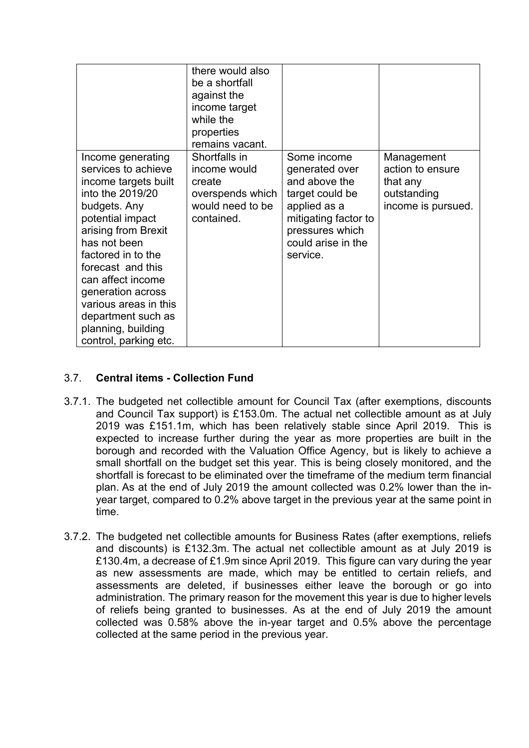| | | | |
|---|---|---|---|
| | there would also be a shortfall against the income target while the properties remains vacant. | | |
| Income generating services to achieve income targets built into the 2019/20 budgets. Any potential impact arising from Brexit has not been factored in to the forecast and this can affect income generation across various areas in this department such as planning, building control, parking etc. | Shortfalls in income would create overspends which would need to be contained. | Some income generated over and above the target could be applied as a mitigating factor to pressures which could arise in the service. | Management action to ensure that any outstanding income is pursued. |

3.7. **Central items - Collection Fund**

3.7.1. The budgeted net collectible amount for Council Tax (after exemptions, discounts and Council Tax support) is £153.0m. The actual net collectible amount as at July 2019 was £151.1m, which has been relatively stable since April 2019. This is expected to increase further during the year as more properties are built in the borough and recorded with the Valuation Office Agency, but is likely to achieve a small shortfall on the budget set this year. This is being closely monitored, and the shortfall is forecast to be eliminated over the timeframe of the medium term financial plan. As at the end of July 2019 the amount collected was 0.2% lower than the in-year target, compared to 0.2% above target in the previous year at the same point in time.

3.7.2. The budgeted net collectible amounts for Business Rates (after exemptions, reliefs and discounts) is £132.3m. The actual net collectible amount as at July 2019 is £130.4m, a decrease of £1.9m since April 2019. This figure can vary during the year as new assessments are made, which may be entitled to certain reliefs, and assessments are deleted, if businesses either leave the borough or go into administration. The primary reason for the movement this year is due to higher levels of reliefs being granted to businesses. As at the end of July 2019 the amount collected was 0.58% above the in-year target and 0.5% above the percentage collected at the same period in the previous year.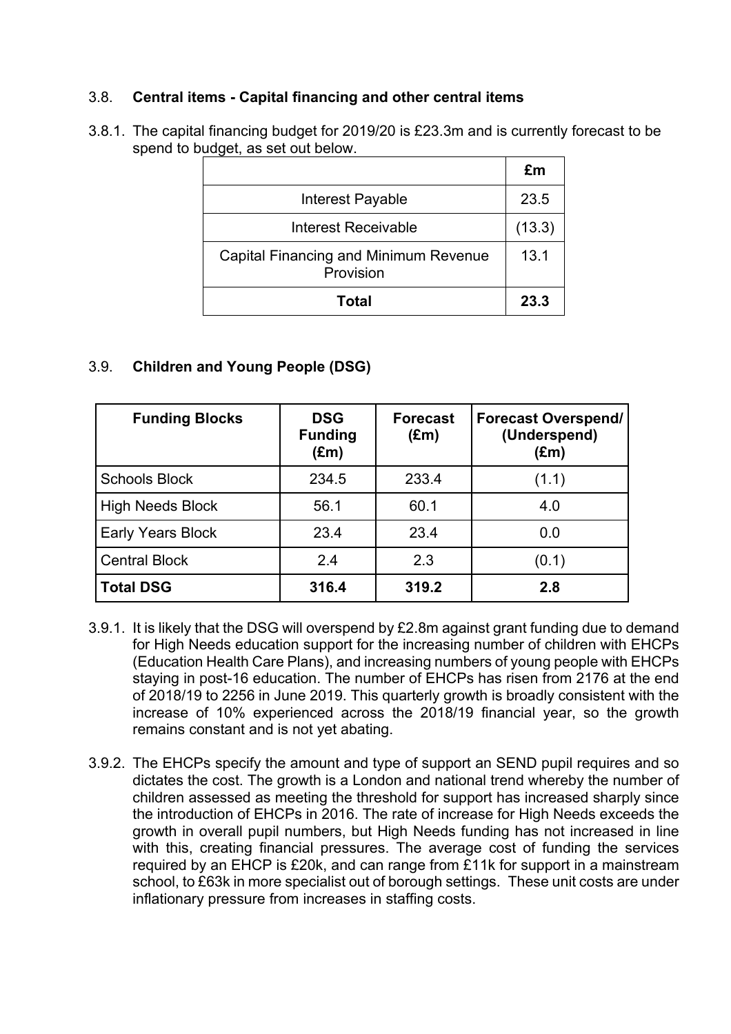### 3.8. **Central items - Capital financing and other central items**

3.8.1. The capital financing budget for 2019/20 is £23.3m and is currently forecast to be spend to budget, as set out below.

| | **£m** |
|---|---|
| Interest Payable | 23.5 |
| Interest Receivable | (13.3) |
| Capital Financing and Minimum Revenue Provision | 13.1 |
| **Total** | **23.3** |

### 3.9. **Children and Young People (DSG)**

| **Funding Blocks** | **DSG Funding (£m)** | **Forecast (£m)** | **Forecast Overspend/ (Underspend) (£m)** |
|---|---|---|---|
| Schools Block | 234.5 | 233.4 | (1.1) |
| High Needs Block | 56.1 | 60.1 | 4.0 |
| Early Years Block | 23.4 | 23.4 | 0.0 |
| Central Block | 2.4 | 2.3 | (0.1) |
| **Total DSG** | **316.4** | **319.2** | **2.8** |

3.9.1. It is likely that the DSG will overspend by £2.8m against grant funding due to demand for High Needs education support for the increasing number of children with EHCPs (Education Health Care Plans), and increasing numbers of young people with EHCPs staying in post-16 education. The number of EHCPs has risen from 2176 at the end of 2018/19 to 2256 in June 2019. This quarterly growth is broadly consistent with the increase of 10% experienced across the 2018/19 financial year, so the growth remains constant and is not yet abating.

3.9.2. The EHCPs specify the amount and type of support an SEND pupil requires and so dictates the cost. The growth is a London and national trend whereby the number of children assessed as meeting the threshold for support has increased sharply since the introduction of EHCPs in 2016. The rate of increase for High Needs exceeds the growth in overall pupil numbers, but High Needs funding has not increased in line with this, creating financial pressures. The average cost of funding the services required by an EHCP is £20k, and can range from £11k for support in a mainstream school, to £63k in more specialist out of borough settings. These unit costs are under inflationary pressure from increases in staffing costs.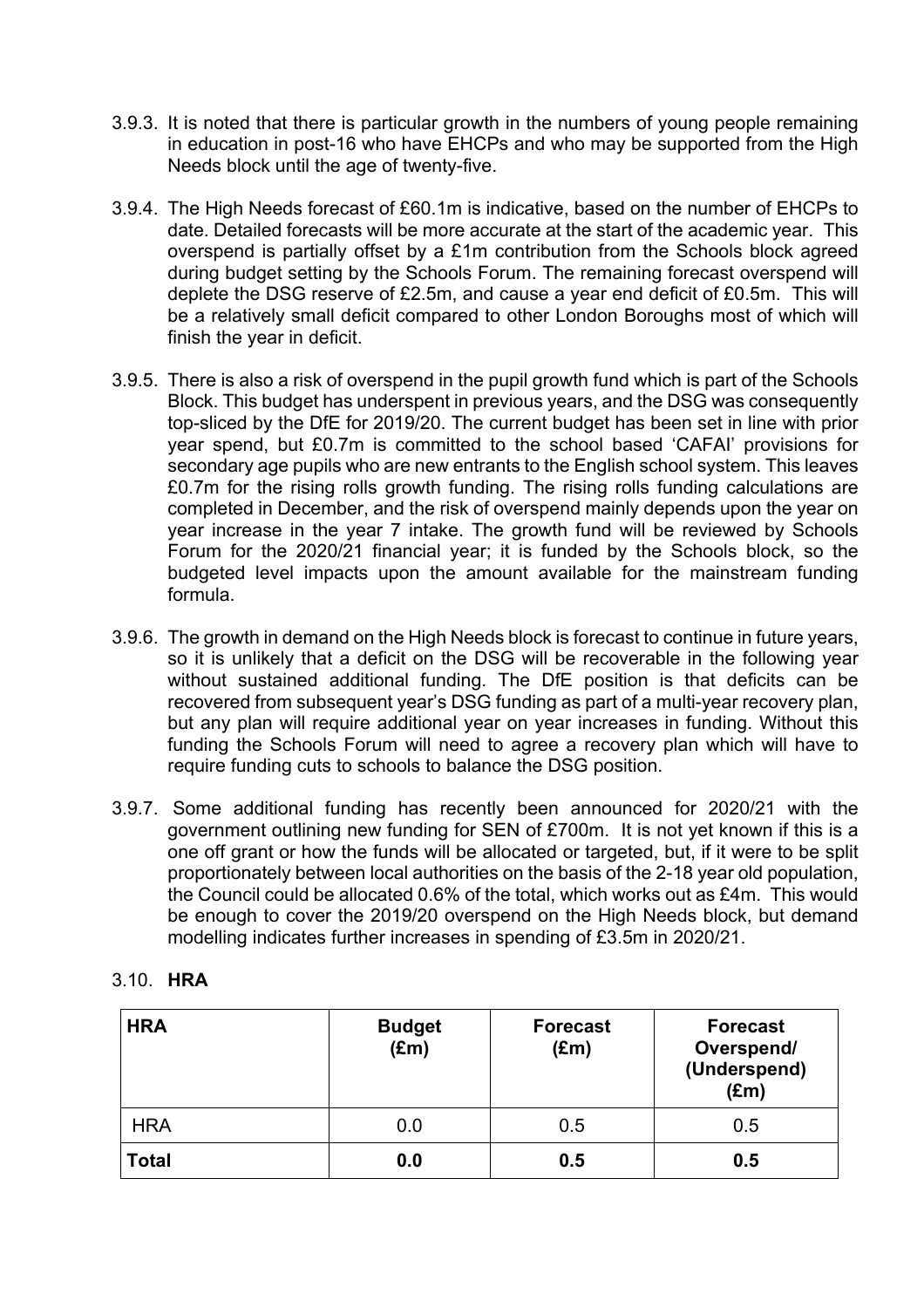3.9.3. It is noted that there is particular growth in the numbers of young people remaining in education in post-16 who have EHCPs and who may be supported from the High Needs block until the age of twenty-five.

3.9.4. The High Needs forecast of £60.1m is indicative, based on the number of EHCPs to date. Detailed forecasts will be more accurate at the start of the academic year. This overspend is partially offset by a £1m contribution from the Schools block agreed during budget setting by the Schools Forum. The remaining forecast overspend will deplete the DSG reserve of £2.5m, and cause a year end deficit of £0.5m. This will be a relatively small deficit compared to other London Boroughs most of which will finish the year in deficit.

3.9.5. There is also a risk of overspend in the pupil growth fund which is part of the Schools Block. This budget has underspent in previous years, and the DSG was consequently top-sliced by the DfE for 2019/20. The current budget has been set in line with prior year spend, but £0.7m is committed to the school based 'CAFAI' provisions for secondary age pupils who are new entrants to the English school system. This leaves £0.7m for the rising rolls growth funding. The rising rolls funding calculations are completed in December, and the risk of overspend mainly depends upon the year on year increase in the year 7 intake. The growth fund will be reviewed by Schools Forum for the 2020/21 financial year; it is funded by the Schools block, so the budgeted level impacts upon the amount available for the mainstream funding formula.

3.9.6. The growth in demand on the High Needs block is forecast to continue in future years, so it is unlikely that a deficit on the DSG will be recoverable in the following year without sustained additional funding. The DfE position is that deficits can be recovered from subsequent year's DSG funding as part of a multi-year recovery plan, but any plan will require additional year on year increases in funding. Without this funding the Schools Forum will need to agree a recovery plan which will have to require funding cuts to schools to balance the DSG position.

3.9.7. Some additional funding has recently been announced for 2020/21 with the government outlining new funding for SEN of £700m. It is not yet known if this is a one off grant or how the funds will be allocated or targeted, but, if it were to be split proportionately between local authorities on the basis of the 2-18 year old population, the Council could be allocated 0.6% of the total, which works out as £4m. This would be enough to cover the 2019/20 overspend on the High Needs block, but demand modelling indicates further increases in spending of £3.5m in 2020/21.

## 3.10. **HRA**

| **HRA** | **Budget (£m)** | **Forecast (£m)** | **Forecast Overspend/ (Underspend) (£m)** |
|---|---|---|---|
| HRA | 0.0 | 0.5 | 0.5 |
| **Total** | **0.0** | **0.5** | **0.5** |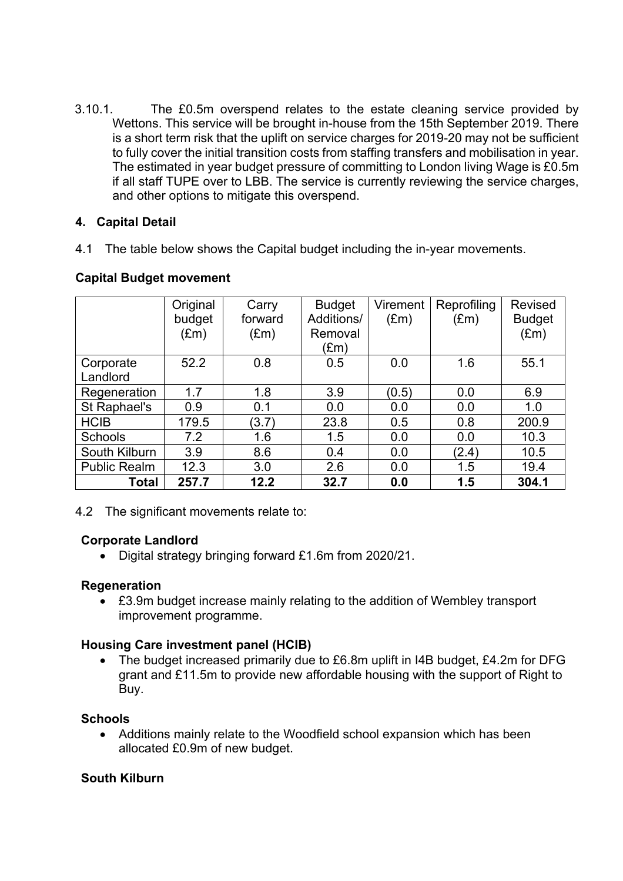3.10.1. The £0.5m overspend relates to the estate cleaning service provided by Wettons. This service will be brought in-house from the 15th September 2019. There is a short term risk that the uplift on service charges for 2019-20 may not be sufficient to fully cover the initial transition costs from staffing transfers and mobilisation in year. The estimated in year budget pressure of committing to London living Wage is £0.5m if all staff TUPE over to LBB. The service is currently reviewing the service charges, and other options to mitigate this overspend.

## 4. Capital Detail

4.1 The table below shows the Capital budget including the in-year movements.

**Capital Budget movement**

| | Original budget (£m) | Carry forward (£m) | Budget Additions/ Removal (£m) | Virement (£m) | Reprofiling (£m) | Revised Budget (£m) |
|---|---|---|---|---|---|---|
| Corporate Landlord | 52.2 | 0.8 | 0.5 | 0.0 | 1.6 | 55.1 |
| Regeneration | 1.7 | 1.8 | 3.9 | (0.5) | 0.0 | 6.9 |
| St Raphael's | 0.9 | 0.1 | 0.0 | 0.0 | 0.0 | 1.0 |
| HCIB | 179.5 | (3.7) | 23.8 | 0.5 | 0.8 | 200.9 |
| Schools | 7.2 | 1.6 | 1.5 | 0.0 | 0.0 | 10.3 |
| South Kilburn | 3.9 | 8.6 | 0.4 | 0.0 | (2.4) | 10.5 |
| Public Realm | 12.3 | 3.0 | 2.6 | 0.0 | 1.5 | 19.4 |
| **Total** | **257.7** | **12.2** | **32.7** | **0.0** | **1.5** | **304.1** |

4.2 The significant movements relate to:

**Corporate Landlord**

- Digital strategy bringing forward £1.6m from 2020/21.

**Regeneration**

- £3.9m budget increase mainly relating to the addition of Wembley transport improvement programme.

**Housing Care investment panel (HCIB)**

- The budget increased primarily due to £6.8m uplift in I4B budget, £4.2m for DFG grant and £11.5m to provide new affordable housing with the support of Right to Buy.

**Schools**

- Additions mainly relate to the Woodfield school expansion which has been allocated £0.9m of new budget.

**South Kilburn**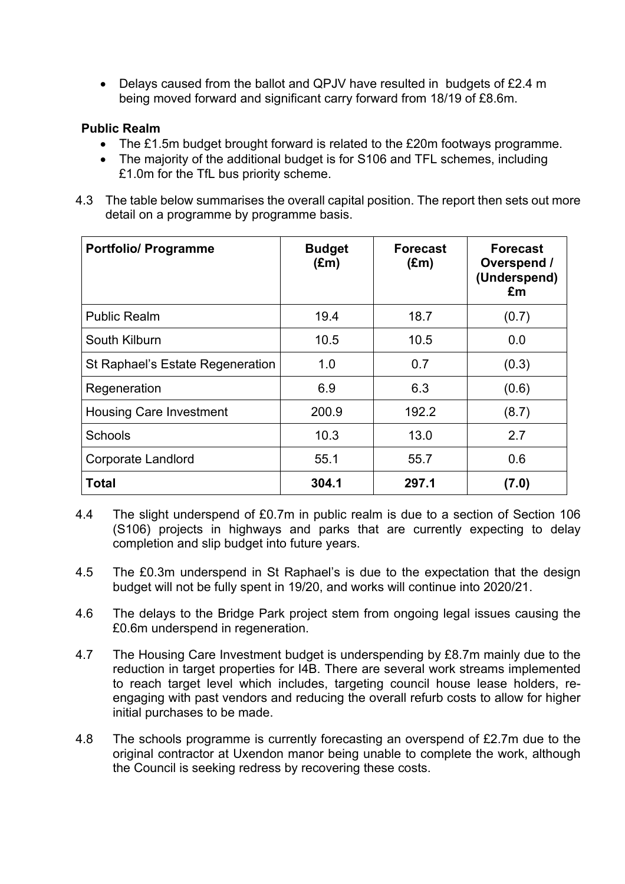- Delays caused from the ballot and QPJV have resulted in budgets of £2.4 m being moved forward and significant carry forward from 18/19 of £8.6m.

**Public Realm**

- The £1.5m budget brought forward is related to the £20m footways programme.
- The majority of the additional budget is for S106 and TFL schemes, including £1.0m for the TfL bus priority scheme.

4.3 The table below summarises the overall capital position. The report then sets out more detail on a programme by programme basis.

| Portfolio/ Programme | Budget (£m) | Forecast (£m) | Forecast Overspend / (Underspend) £m |
|---|---|---|---|
| Public Realm | 19.4 | 18.7 | (0.7) |
| South Kilburn | 10.5 | 10.5 | 0.0 |
| St Raphael's Estate Regeneration | 1.0 | 0.7 | (0.3) |
| Regeneration | 6.9 | 6.3 | (0.6) |
| Housing Care Investment | 200.9 | 192.2 | (8.7) |
| Schools | 10.3 | 13.0 | 2.7 |
| Corporate Landlord | 55.1 | 55.7 | 0.6 |
| **Total** | **304.1** | **297.1** | **(7.0)** |

4.4 The slight underspend of £0.7m in public realm is due to a section of Section 106 (S106) projects in highways and parks that are currently expecting to delay completion and slip budget into future years.

4.5 The £0.3m underspend in St Raphael's is due to the expectation that the design budget will not be fully spent in 19/20, and works will continue into 2020/21.

4.6 The delays to the Bridge Park project stem from ongoing legal issues causing the £0.6m underspend in regeneration.

4.7 The Housing Care Investment budget is underspending by £8.7m mainly due to the reduction in target properties for I4B. There are several work streams implemented to reach target level which includes, targeting council house lease holders, re-engaging with past vendors and reducing the overall refurb costs to allow for higher initial purchases to be made.

4.8 The schools programme is currently forecasting an overspend of £2.7m due to the original contractor at Uxendon manor being unable to complete the work, although the Council is seeking redress by recovering these costs.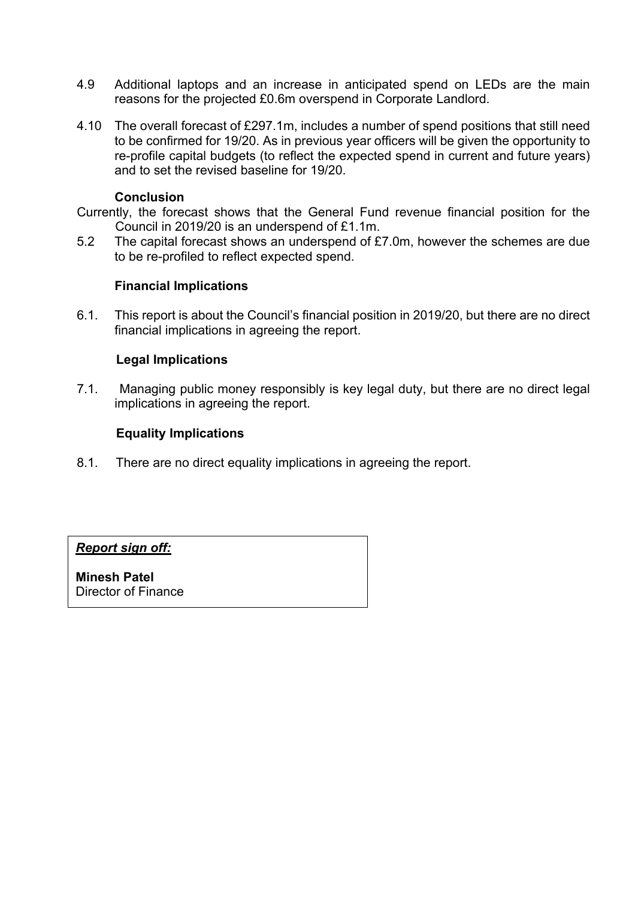4.9 Additional laptops and an increase in anticipated spend on LEDs are the main reasons for the projected £0.6m overspend in Corporate Landlord.

4.10 The overall forecast of £297.1m, includes a number of spend positions that still need to be confirmed for 19/20. As in previous year officers will be given the opportunity to re-profile capital budgets (to reflect the expected spend in current and future years) and to set the revised baseline for 19/20.

**Conclusion**

Currently, the forecast shows that the General Fund revenue financial position for the Council in 2019/20 is an underspend of £1.1m.

5.2 The capital forecast shows an underspend of £7.0m, however the schemes are due to be re-profiled to reflect expected spend.

**Financial Implications**

6.1. This report is about the Council's financial position in 2019/20, but there are no direct financial implications in agreeing the report.

**Legal Implications**

7.1. Managing public money responsibly is key legal duty, but there are no direct legal implications in agreeing the report.

**Equality Implications**

8.1. There are no direct equality implications in agreeing the report.

***Report sign off:***

**Minesh Patel**
Director of Finance